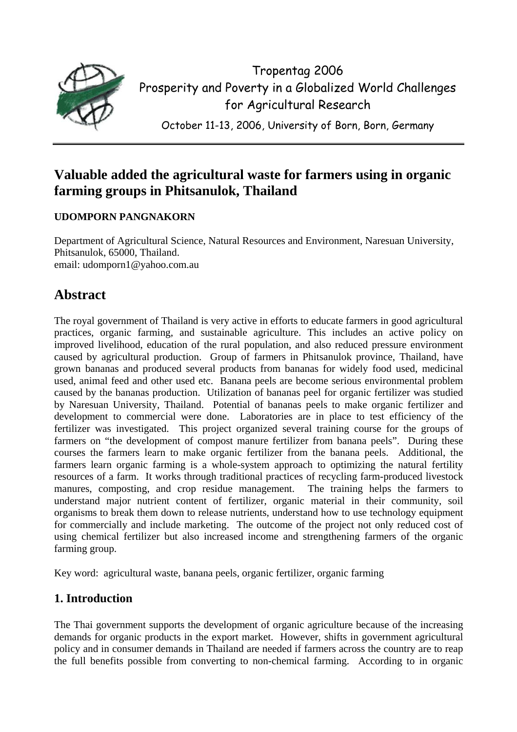Tropentag 2006
Prosperity and Poverty in a Globalized World Challenges for Agricultural Research

October 11-13, 2006, University of Born, Born, Germany

# Valuable added the agricultural waste for farmers using in organic farming groups in Phitsanulok, Thailand

**UDOMPORN PANGNAKORN**

Department of Agricultural Science, Natural Resources and Environment, Naresuan University, Phitsanulok, 65000, Thailand.
email: udomporn1@yahoo.com.au

## Abstract

The royal government of Thailand is very active in efforts to educate farmers in good agricultural practices, organic farming, and sustainable agriculture. This includes an active policy on improved livelihood, education of the rural population, and also reduced pressure environment caused by agricultural production. Group of farmers in Phitsanulok province, Thailand, have grown bananas and produced several products from bananas for widely food used, medicinal used, animal feed and other used etc. Banana peels are become serious environmental problem caused by the bananas production. Utilization of bananas peel for organic fertilizer was studied by Naresuan University, Thailand. Potential of bananas peels to make organic fertilizer and development to commercial were done. Laboratories are in place to test efficiency of the fertilizer was investigated. This project organized several training course for the groups of farmers on "the development of compost manure fertilizer from banana peels". During these courses the farmers learn to make organic fertilizer from the banana peels. Additional, the farmers learn organic farming is a whole-system approach to optimizing the natural fertility resources of a farm. It works through traditional practices of recycling farm-produced livestock manures, composting, and crop residue management. The training helps the farmers to understand major nutrient content of fertilizer, organic material in their community, soil organisms to break them down to release nutrients, understand how to use technology equipment for commercially and include marketing. The outcome of the project not only reduced cost of using chemical fertilizer but also increased income and strengthening farmers of the organic farming group.

Key word: agricultural waste, banana peels, organic fertilizer, organic farming

### 1. Introduction

The Thai government supports the development of organic agriculture because of the increasing demands for organic products in the export market. However, shifts in government agricultural policy and in consumer demands in Thailand are needed if farmers across the country are to reap the full benefits possible from converting to non-chemical farming. According to in organic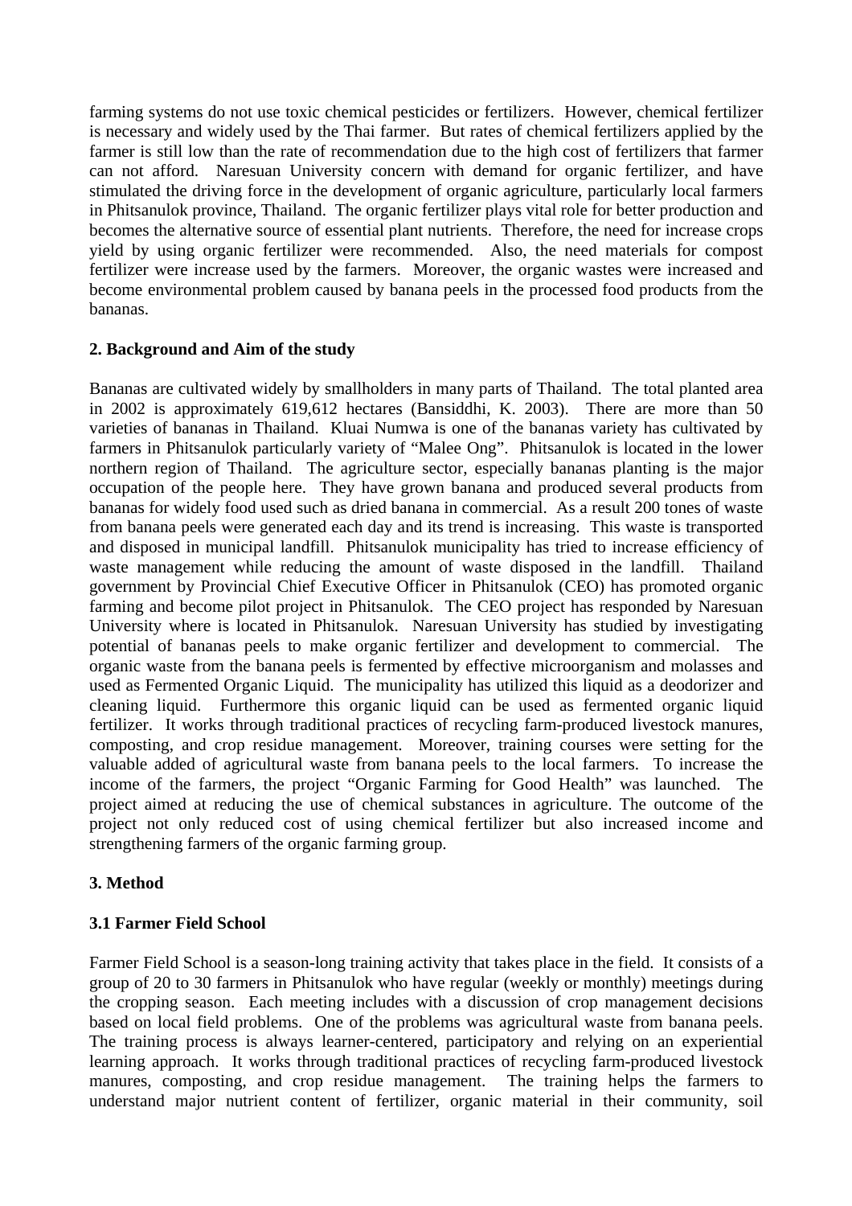farming systems do not use toxic chemical pesticides or fertilizers. However, chemical fertilizer is necessary and widely used by the Thai farmer. But rates of chemical fertilizers applied by the farmer is still low than the rate of recommendation due to the high cost of fertilizers that farmer can not afford. Naresuan University concern with demand for organic fertilizer, and have stimulated the driving force in the development of organic agriculture, particularly local farmers in Phitsanulok province, Thailand. The organic fertilizer plays vital role for better production and becomes the alternative source of essential plant nutrients. Therefore, the need for increase crops yield by using organic fertilizer were recommended. Also, the need materials for compost fertilizer were increase used by the farmers. Moreover, the organic wastes were increased and become environmental problem caused by banana peels in the processed food products from the bananas.

## 2. Background and Aim of the study

Bananas are cultivated widely by smallholders in many parts of Thailand. The total planted area in 2002 is approximately 619,612 hectares (Bansiddhi, K. 2003). There are more than 50 varieties of bananas in Thailand. Kluai Numwa is one of the bananas variety has cultivated by farmers in Phitsanulok particularly variety of "Malee Ong". Phitsanulok is located in the lower northern region of Thailand. The agriculture sector, especially bananas planting is the major occupation of the people here. They have grown banana and produced several products from bananas for widely food used such as dried banana in commercial. As a result 200 tones of waste from banana peels were generated each day and its trend is increasing. This waste is transported and disposed in municipal landfill. Phitsanulok municipality has tried to increase efficiency of waste management while reducing the amount of waste disposed in the landfill. Thailand government by Provincial Chief Executive Officer in Phitsanulok (CEO) has promoted organic farming and become pilot project in Phitsanulok. The CEO project has responded by Naresuan University where is located in Phitsanulok. Naresuan University has studied by investigating potential of bananas peels to make organic fertilizer and development to commercial. The organic waste from the banana peels is fermented by effective microorganism and molasses and used as Fermented Organic Liquid. The municipality has utilized this liquid as a deodorizer and cleaning liquid. Furthermore this organic liquid can be used as fermented organic liquid fertilizer. It works through traditional practices of recycling farm-produced livestock manures, composting, and crop residue management. Moreover, training courses were setting for the valuable added of agricultural waste from banana peels to the local farmers. To increase the income of the farmers, the project "Organic Farming for Good Health" was launched. The project aimed at reducing the use of chemical substances in agriculture. The outcome of the project not only reduced cost of using chemical fertilizer but also increased income and strengthening farmers of the organic farming group.

## 3. Method

### 3.1 Farmer Field School

Farmer Field School is a season-long training activity that takes place in the field. It consists of a group of 20 to 30 farmers in Phitsanulok who have regular (weekly or monthly) meetings during the cropping season. Each meeting includes with a discussion of crop management decisions based on local field problems. One of the problems was agricultural waste from banana peels. The training process is always learner-centered, participatory and relying on an experiential learning approach. It works through traditional practices of recycling farm-produced livestock manures, composting, and crop residue management. The training helps the farmers to understand major nutrient content of fertilizer, organic material in their community, soil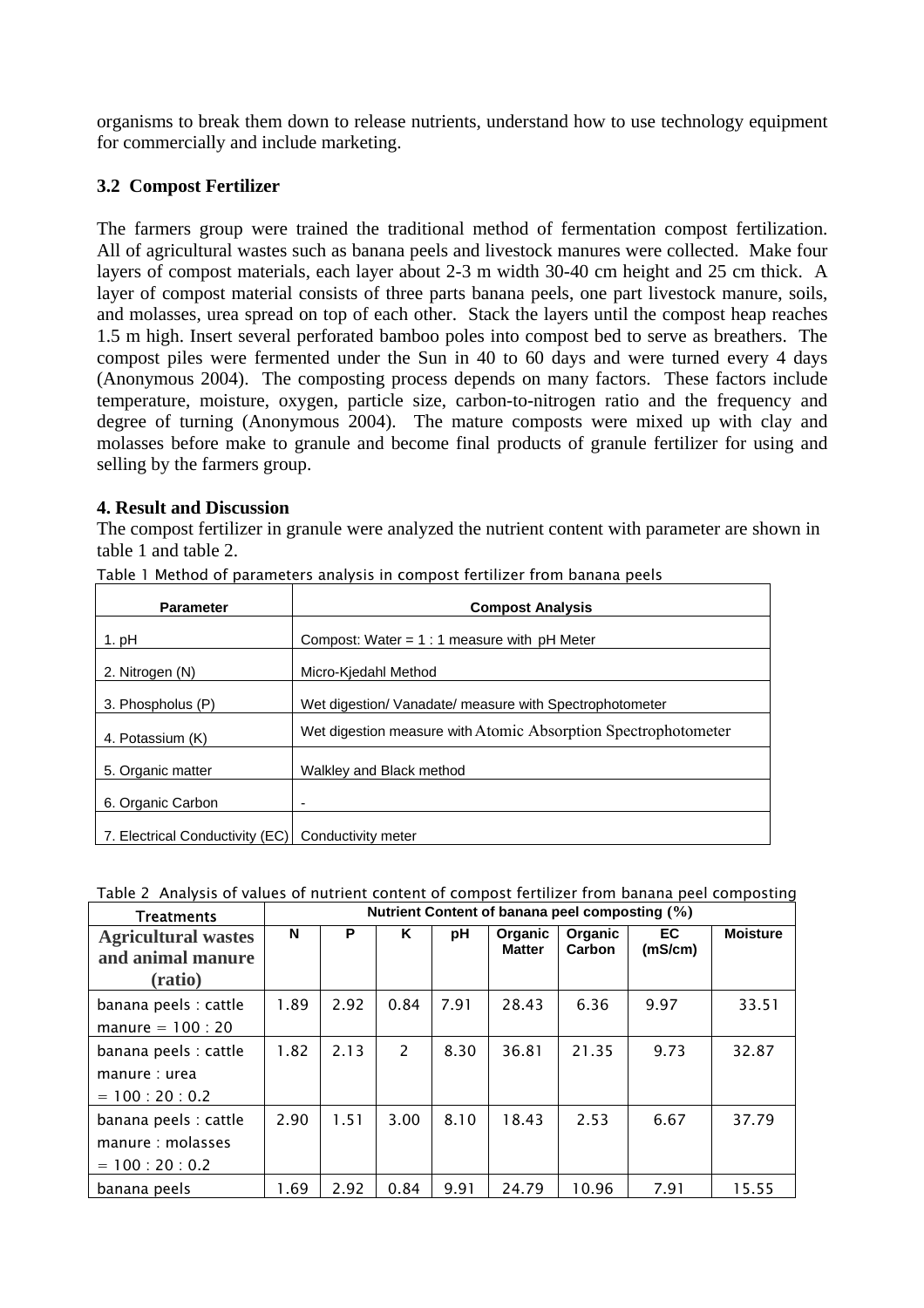organisms to break them down to release nutrients, understand how to use technology equipment for commercially and include marketing.

### 3.2 Compost Fertilizer

The farmers group were trained the traditional method of fermentation compost fertilization. All of agricultural wastes such as banana peels and livestock manures were collected. Make four layers of compost materials, each layer about 2-3 m width 30-40 cm height and 25 cm thick. A layer of compost material consists of three parts banana peels, one part livestock manure, soils, and molasses, urea spread on top of each other. Stack the layers until the compost heap reaches 1.5 m high. Insert several perforated bamboo poles into compost bed to serve as breathers. The compost piles were fermented under the Sun in 40 to 60 days and were turned every 4 days (Anonymous 2004). The composting process depends on many factors. These factors include temperature, moisture, oxygen, particle size, carbon-to-nitrogen ratio and the frequency and degree of turning (Anonymous 2004). The mature composts were mixed up with clay and molasses before make to granule and become final products of granule fertilizer for using and selling by the farmers group.

## 4. Result and Discussion

The compost fertilizer in granule were analyzed the nutrient content with parameter are shown in table 1 and table 2.

Table 1 Method of parameters analysis in compost fertilizer from banana peels

| Parameter | Compost Analysis |
|---|---|
| 1. pH | Compost: Water = 1 : 1 measure with pH Meter |
| 2. Nitrogen (N) | Micro-Kjedahl Method |
| 3. Phospholus (P) | Wet digestion/ Vanadate/ measure with Spectrophotometer |
| 4. Potassium (K) | Wet digestion measure with Atomic Absorption Spectrophotometer |
| 5. Organic matter | Walkley and Black method |
| 6. Organic Carbon | - |
| 7. Electrical Conductivity (EC) | Conductivity meter |

Table 2 Analysis of values of nutrient content of compost fertilizer from banana peel composting

| Treatments | Nutrient Content of banana peel composting (%) | | | | | | | |
|---|---|---|---|---|---|---|---|---|
| Agricultural wastes and animal manure (ratio) | N | P | K | pH | Organic Matter | Organic Carbon | EC (mS/cm) | Moisture |
| banana peels : cattle manure = 100 : 20 | 1.89 | 2.92 | 0.84 | 7.91 | 28.43 | 6.36 | 9.97 | 33.51 |
| banana peels : cattle manure : urea = 100 : 20 : 0.2 | 1.82 | 2.13 | 2 | 8.30 | 36.81 | 21.35 | 9.73 | 32.87 |
| banana peels : cattle manure : molasses = 100 : 20 : 0.2 | 2.90 | 1.51 | 3.00 | 8.10 | 18.43 | 2.53 | 6.67 | 37.79 |
| banana peels | 1.69 | 2.92 | 0.84 | 9.91 | 24.79 | 10.96 | 7.91 | 15.55 |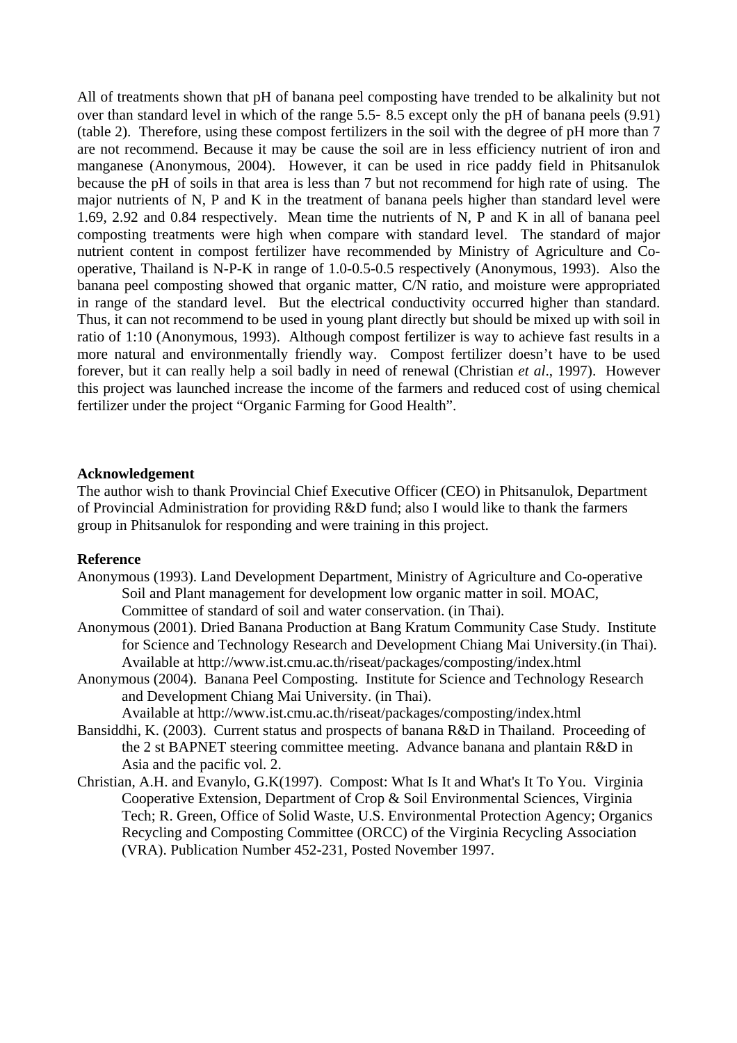All of treatments shown that pH of banana peel composting have trended to be alkalinity but not over than standard level in which of the range 5.5- 8.5 except only the pH of banana peels (9.91) (table 2). Therefore, using these compost fertilizers in the soil with the degree of pH more than 7 are not recommend. Because it may be cause the soil are in less efficiency nutrient of iron and manganese (Anonymous, 2004). However, it can be used in rice paddy field in Phitsanulok because the pH of soils in that area is less than 7 but not recommend for high rate of using. The major nutrients of N, P and K in the treatment of banana peels higher than standard level were 1.69, 2.92 and 0.84 respectively. Mean time the nutrients of N, P and K in all of banana peel composting treatments were high when compare with standard level. The standard of major nutrient content in compost fertilizer have recommended by Ministry of Agriculture and Co-operative, Thailand is N-P-K in range of 1.0-0.5-0.5 respectively (Anonymous, 1993). Also the banana peel composting showed that organic matter, C/N ratio, and moisture were appropriated in range of the standard level. But the electrical conductivity occurred higher than standard. Thus, it can not recommend to be used in young plant directly but should be mixed up with soil in ratio of 1:10 (Anonymous, 1993). Although compost fertilizer is way to achieve fast results in a more natural and environmentally friendly way. Compost fertilizer doesn't have to be used forever, but it can really help a soil badly in need of renewal (Christian *et al*., 1997). However this project was launched increase the income of the farmers and reduced cost of using chemical fertilizer under the project "Organic Farming for Good Health".

**Acknowledgement**

The author wish to thank Provincial Chief Executive Officer (CEO) in Phitsanulok, Department of Provincial Administration for providing R&D fund; also I would like to thank the farmers group in Phitsanulok for responding and were training in this project.

**Reference**

Anonymous (1993). Land Development Department, Ministry of Agriculture and Co-operative Soil and Plant management for development low organic matter in soil. MOAC, Committee of standard of soil and water conservation. (in Thai).

Anonymous (2001). Dried Banana Production at Bang Kratum Community Case Study. Institute for Science and Technology Research and Development Chiang Mai University.(in Thai). Available at http://www.ist.cmu.ac.th/riseat/packages/composting/index.html

Anonymous (2004). Banana Peel Composting. Institute for Science and Technology Research and Development Chiang Mai University. (in Thai). Available at http://www.ist.cmu.ac.th/riseat/packages/composting/index.html

Bansiddhi, K. (2003). Current status and prospects of banana R&D in Thailand. Proceeding of the 2 st BAPNET steering committee meeting. Advance banana and plantain R&D in Asia and the pacific vol. 2.

Christian, A.H. and Evanylo, G.K(1997). Compost: What Is It and What's It To You. Virginia Cooperative Extension, Department of Crop & Soil Environmental Sciences, Virginia Tech; R. Green, Office of Solid Waste, U.S. Environmental Protection Agency; Organics Recycling and Composting Committee (ORCC) of the Virginia Recycling Association (VRA). Publication Number 452-231, Posted November 1997.